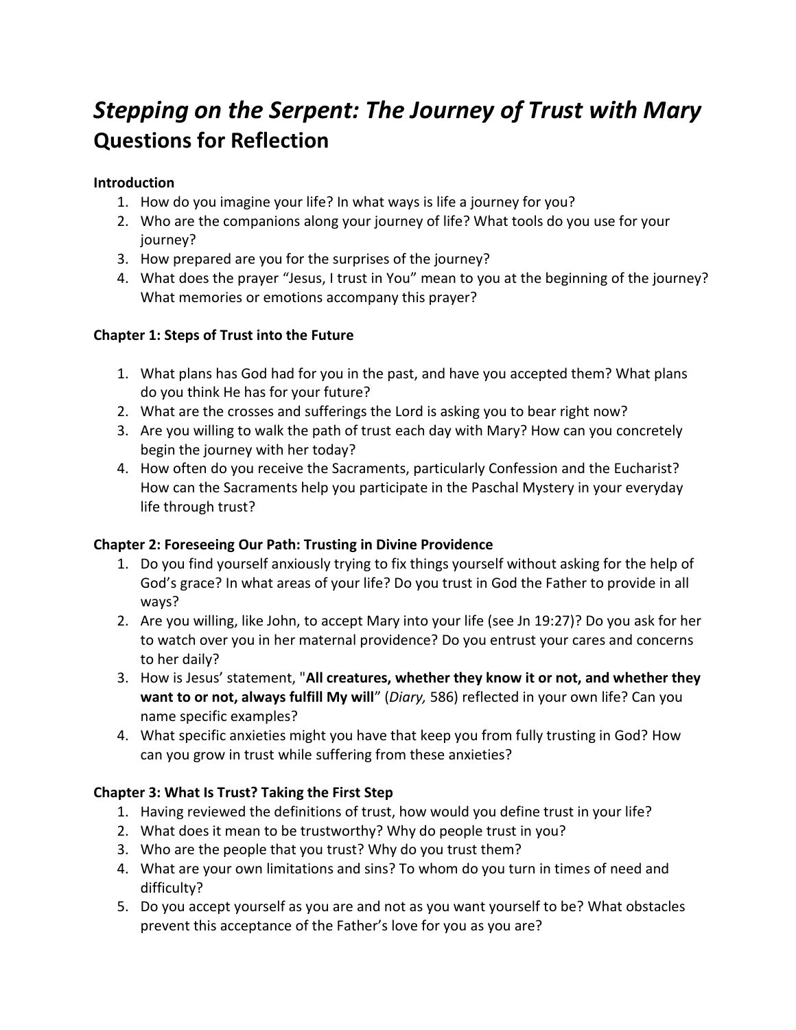# *Stepping on the Serpent: The Journey of Trust with Mary*
## Questions for Reflection

### Introduction

1. How do you imagine your life? In what ways is life a journey for you?
2. Who are the companions along your journey of life? What tools do you use for your journey?
3. How prepared are you for the surprises of the journey?
4. What does the prayer "Jesus, I trust in You" mean to you at the beginning of the journey? What memories or emotions accompany this prayer?

### Chapter 1: Steps of Trust into the Future

1. What plans has God had for you in the past, and have you accepted them? What plans do you think He has for your future?
2. What are the crosses and sufferings the Lord is asking you to bear right now?
3. Are you willing to walk the path of trust each day with Mary? How can you concretely begin the journey with her today?
4. How often do you receive the Sacraments, particularly Confession and the Eucharist? How can the Sacraments help you participate in the Paschal Mystery in your everyday life through trust?

### Chapter 2: Foreseeing Our Path: Trusting in Divine Providence

1. Do you find yourself anxiously trying to fix things yourself without asking for the help of God's grace? In what areas of your life? Do you trust in God the Father to provide in all ways?
2. Are you willing, like John, to accept Mary into your life (see Jn 19:27)? Do you ask for her to watch over you in her maternal providence? Do you entrust your cares and concerns to her daily?
3. How is Jesus' statement, "**All creatures, whether they know it or not, and whether they want to or not, always fulfill My will**" (*Diary,* 586) reflected in your own life? Can you name specific examples?
4. What specific anxieties might you have that keep you from fully trusting in God? How can you grow in trust while suffering from these anxieties?

### Chapter 3: What Is Trust? Taking the First Step

1. Having reviewed the definitions of trust, how would you define trust in your life?
2. What does it mean to be trustworthy? Why do people trust in you?
3. Who are the people that you trust? Why do you trust them?
4. What are your own limitations and sins? To whom do you turn in times of need and difficulty?
5. Do you accept yourself as you are and not as you want yourself to be? What obstacles prevent this acceptance of the Father's love for you as you are?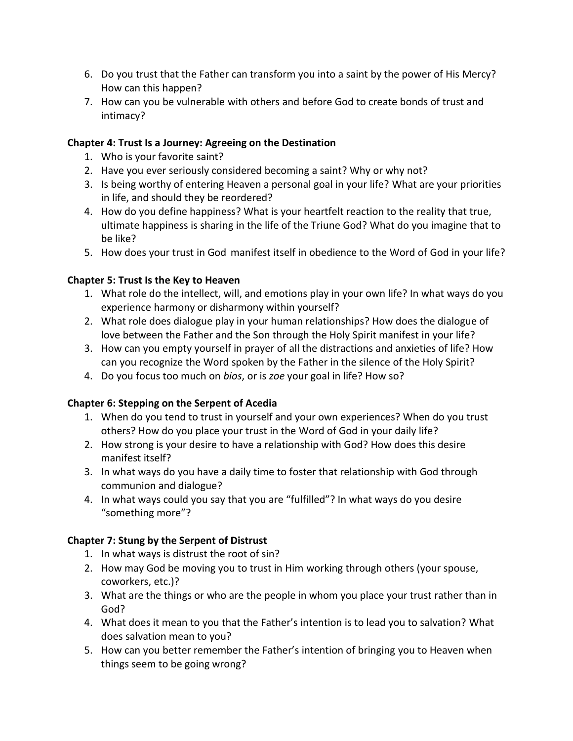6. Do you trust that the Father can transform you into a saint by the power of His Mercy? How can this happen?
7. How can you be vulnerable with others and before God to create bonds of trust and intimacy?

**Chapter 4: Trust Is a Journey: Agreeing on the Destination**

1. Who is your favorite saint?
2. Have you ever seriously considered becoming a saint? Why or why not?
3. Is being worthy of entering Heaven a personal goal in your life? What are your priorities in life, and should they be reordered?
4. How do you define happiness? What is your heartfelt reaction to the reality that true, ultimate happiness is sharing in the life of the Triune God? What do you imagine that to be like?
5. How does your trust in God manifest itself in obedience to the Word of God in your life?

**Chapter 5: Trust Is the Key to Heaven**

1. What role do the intellect, will, and emotions play in your own life? In what ways do you experience harmony or disharmony within yourself?
2. What role does dialogue play in your human relationships? How does the dialogue of love between the Father and the Son through the Holy Spirit manifest in your life?
3. How can you empty yourself in prayer of all the distractions and anxieties of life? How can you recognize the Word spoken by the Father in the silence of the Holy Spirit?
4. Do you focus too much on *bios*, or is *zoe* your goal in life? How so?

**Chapter 6: Stepping on the Serpent of Acedia**

1. When do you tend to trust in yourself and your own experiences? When do you trust others? How do you place your trust in the Word of God in your daily life?
2. How strong is your desire to have a relationship with God? How does this desire manifest itself?
3. In what ways do you have a daily time to foster that relationship with God through communion and dialogue?
4. In what ways could you say that you are “fulfilled”? In what ways do you desire “something more”?

**Chapter 7: Stung by the Serpent of Distrust**

1. In what ways is distrust the root of sin?
2. How may God be moving you to trust in Him working through others (your spouse, coworkers, etc.)?
3. What are the things or who are the people in whom you place your trust rather than in God?
4. What does it mean to you that the Father’s intention is to lead you to salvation? What does salvation mean to you?
5. How can you better remember the Father’s intention of bringing you to Heaven when things seem to be going wrong?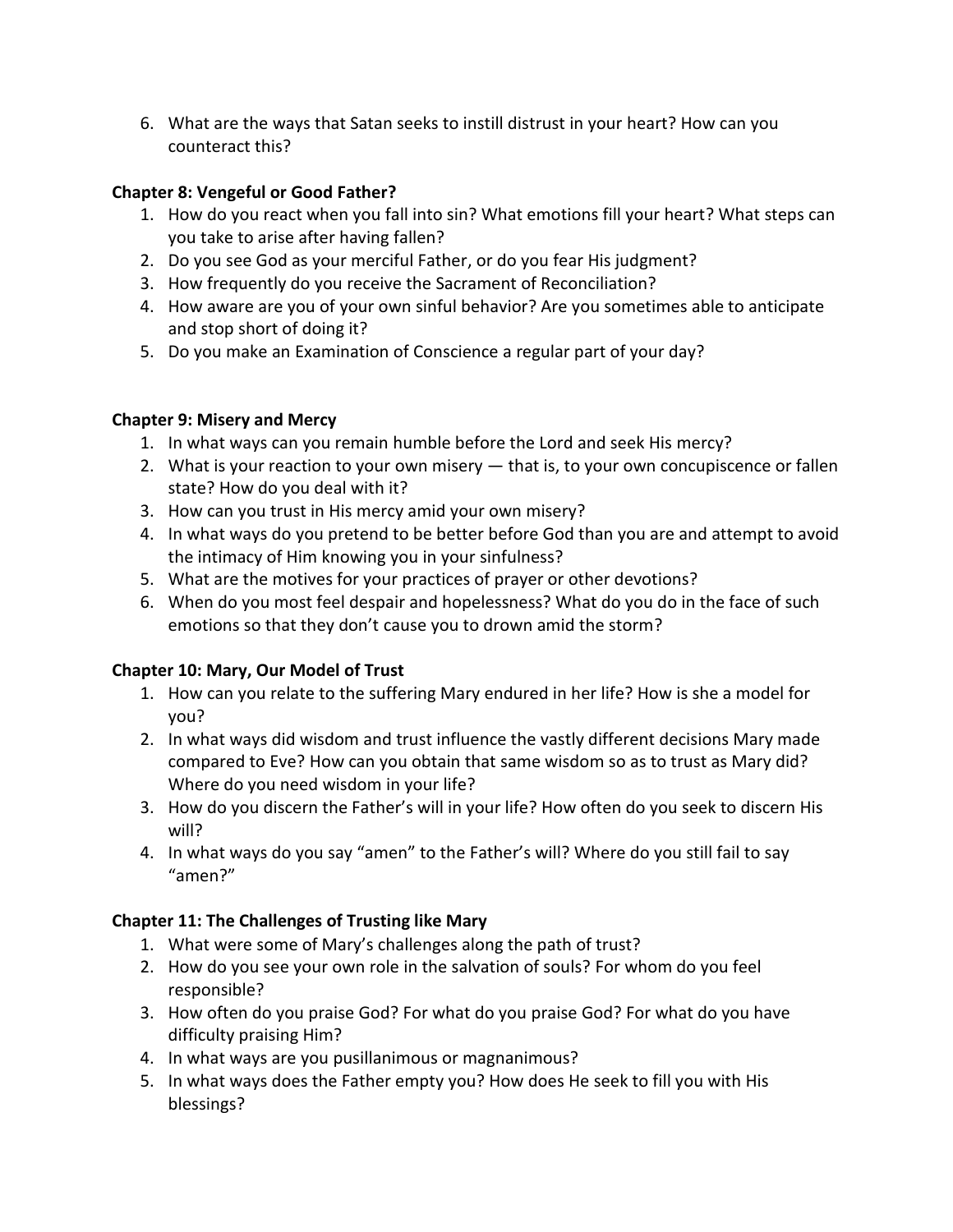6. What are the ways that Satan seeks to instill distrust in your heart? How can you counteract this?

**Chapter 8: Vengeful or Good Father?**

1. How do you react when you fall into sin? What emotions fill your heart? What steps can you take to arise after having fallen?
2. Do you see God as your merciful Father, or do you fear His judgment?
3. How frequently do you receive the Sacrament of Reconciliation?
4. How aware are you of your own sinful behavior? Are you sometimes able to anticipate and stop short of doing it?
5. Do you make an Examination of Conscience a regular part of your day?

**Chapter 9: Misery and Mercy**

1. In what ways can you remain humble before the Lord and seek His mercy?
2. What is your reaction to your own misery — that is, to your own concupiscence or fallen state? How do you deal with it?
3. How can you trust in His mercy amid your own misery?
4. In what ways do you pretend to be better before God than you are and attempt to avoid the intimacy of Him knowing you in your sinfulness?
5. What are the motives for your practices of prayer or other devotions?
6. When do you most feel despair and hopelessness? What do you do in the face of such emotions so that they don't cause you to drown amid the storm?

**Chapter 10: Mary, Our Model of Trust**

1. How can you relate to the suffering Mary endured in her life? How is she a model for you?
2. In what ways did wisdom and trust influence the vastly different decisions Mary made compared to Eve? How can you obtain that same wisdom so as to trust as Mary did? Where do you need wisdom in your life?
3. How do you discern the Father's will in your life? How often do you seek to discern His will?
4. In what ways do you say "amen" to the Father's will? Where do you still fail to say "amen?"

**Chapter 11: The Challenges of Trusting like Mary**

1. What were some of Mary's challenges along the path of trust?
2. How do you see your own role in the salvation of souls? For whom do you feel responsible?
3. How often do you praise God? For what do you praise God? For what do you have difficulty praising Him?
4. In what ways are you pusillanimous or magnanimous?
5. In what ways does the Father empty you? How does He seek to fill you with His blessings?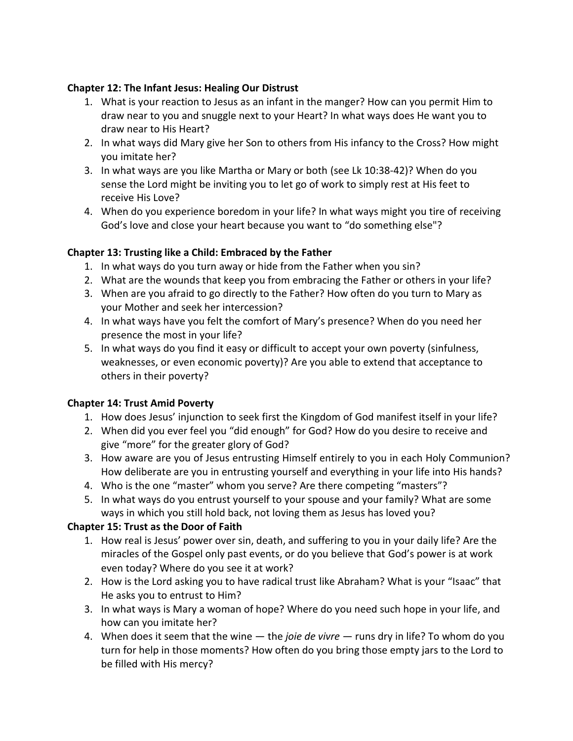**Chapter 12: The Infant Jesus: Healing Our Distrust**

1. What is your reaction to Jesus as an infant in the manger? How can you permit Him to draw near to you and snuggle next to your Heart? In what ways does He want you to draw near to His Heart?
2. In what ways did Mary give her Son to others from His infancy to the Cross? How might you imitate her?
3. In what ways are you like Martha or Mary or both (see Lk 10:38-42)? When do you sense the Lord might be inviting you to let go of work to simply rest at His feet to receive His Love?
4. When do you experience boredom in your life? In what ways might you tire of receiving God's love and close your heart because you want to "do something else"?

**Chapter 13: Trusting like a Child: Embraced by the Father**

1. In what ways do you turn away or hide from the Father when you sin?
2. What are the wounds that keep you from embracing the Father or others in your life?
3. When are you afraid to go directly to the Father? How often do you turn to Mary as your Mother and seek her intercession?
4. In what ways have you felt the comfort of Mary's presence? When do you need her presence the most in your life?
5. In what ways do you find it easy or difficult to accept your own poverty (sinfulness, weaknesses, or even economic poverty)? Are you able to extend that acceptance to others in their poverty?

**Chapter 14: Trust Amid Poverty**

1. How does Jesus' injunction to seek first the Kingdom of God manifest itself in your life?
2. When did you ever feel you "did enough" for God? How do you desire to receive and give "more" for the greater glory of God?
3. How aware are you of Jesus entrusting Himself entirely to you in each Holy Communion? How deliberate are you in entrusting yourself and everything in your life into His hands?
4. Who is the one "master" whom you serve? Are there competing "masters"?
5. In what ways do you entrust yourself to your spouse and your family? What are some ways in which you still hold back, not loving them as Jesus has loved you?

**Chapter 15: Trust as the Door of Faith**

1. How real is Jesus' power over sin, death, and suffering to you in your daily life? Are the miracles of the Gospel only past events, or do you believe that God's power is at work even today? Where do you see it at work?
2. How is the Lord asking you to have radical trust like Abraham? What is your "Isaac" that He asks you to entrust to Him?
3. In what ways is Mary a woman of hope? Where do you need such hope in your life, and how can you imitate her?
4. When does it seem that the wine — the *joie de vivre* — runs dry in life? To whom do you turn for help in those moments? How often do you bring those empty jars to the Lord to be filled with His mercy?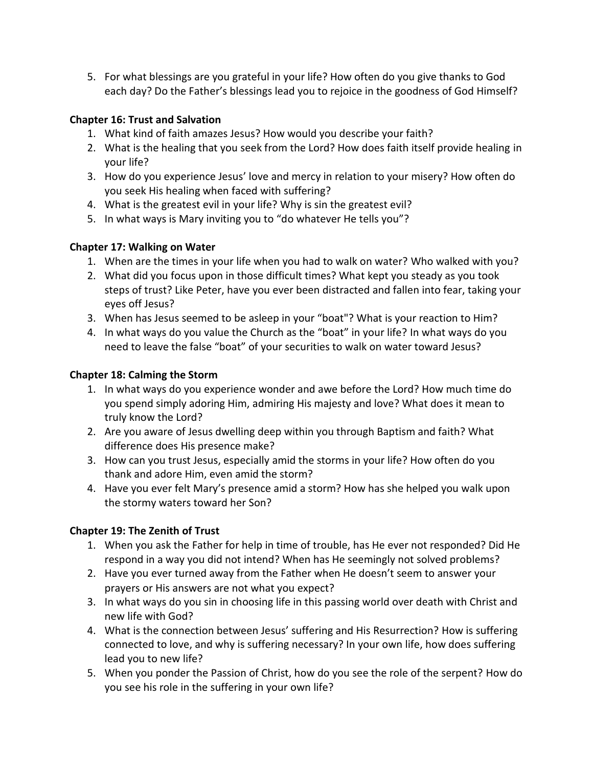5. For what blessings are you grateful in your life? How often do you give thanks to God each day? Do the Father's blessings lead you to rejoice in the goodness of God Himself?

**Chapter 16: Trust and Salvation**

1. What kind of faith amazes Jesus? How would you describe your faith?
2. What is the healing that you seek from the Lord? How does faith itself provide healing in your life?
3. How do you experience Jesus' love and mercy in relation to your misery? How often do you seek His healing when faced with suffering?
4. What is the greatest evil in your life? Why is sin the greatest evil?
5. In what ways is Mary inviting you to "do whatever He tells you"?

**Chapter 17: Walking on Water**

1. When are the times in your life when you had to walk on water? Who walked with you?
2. What did you focus upon in those difficult times? What kept you steady as you took steps of trust? Like Peter, have you ever been distracted and fallen into fear, taking your eyes off Jesus?
3. When has Jesus seemed to be asleep in your "boat"? What is your reaction to Him?
4. In what ways do you value the Church as the "boat" in your life? In what ways do you need to leave the false "boat" of your securities to walk on water toward Jesus?

**Chapter 18: Calming the Storm**

1. In what ways do you experience wonder and awe before the Lord? How much time do you spend simply adoring Him, admiring His majesty and love? What does it mean to truly know the Lord?
2. Are you aware of Jesus dwelling deep within you through Baptism and faith? What difference does His presence make?
3. How can you trust Jesus, especially amid the storms in your life? How often do you thank and adore Him, even amid the storm?
4. Have you ever felt Mary's presence amid a storm? How has she helped you walk upon the stormy waters toward her Son?

**Chapter 19: The Zenith of Trust**

1. When you ask the Father for help in time of trouble, has He ever not responded? Did He respond in a way you did not intend? When has He seemingly not solved problems?
2. Have you ever turned away from the Father when He doesn't seem to answer your prayers or His answers are not what you expect?
3. In what ways do you sin in choosing life in this passing world over death with Christ and new life with God?
4. What is the connection between Jesus' suffering and His Resurrection? How is suffering connected to love, and why is suffering necessary? In your own life, how does suffering lead you to new life?
5. When you ponder the Passion of Christ, how do you see the role of the serpent? How do you see his role in the suffering in your own life?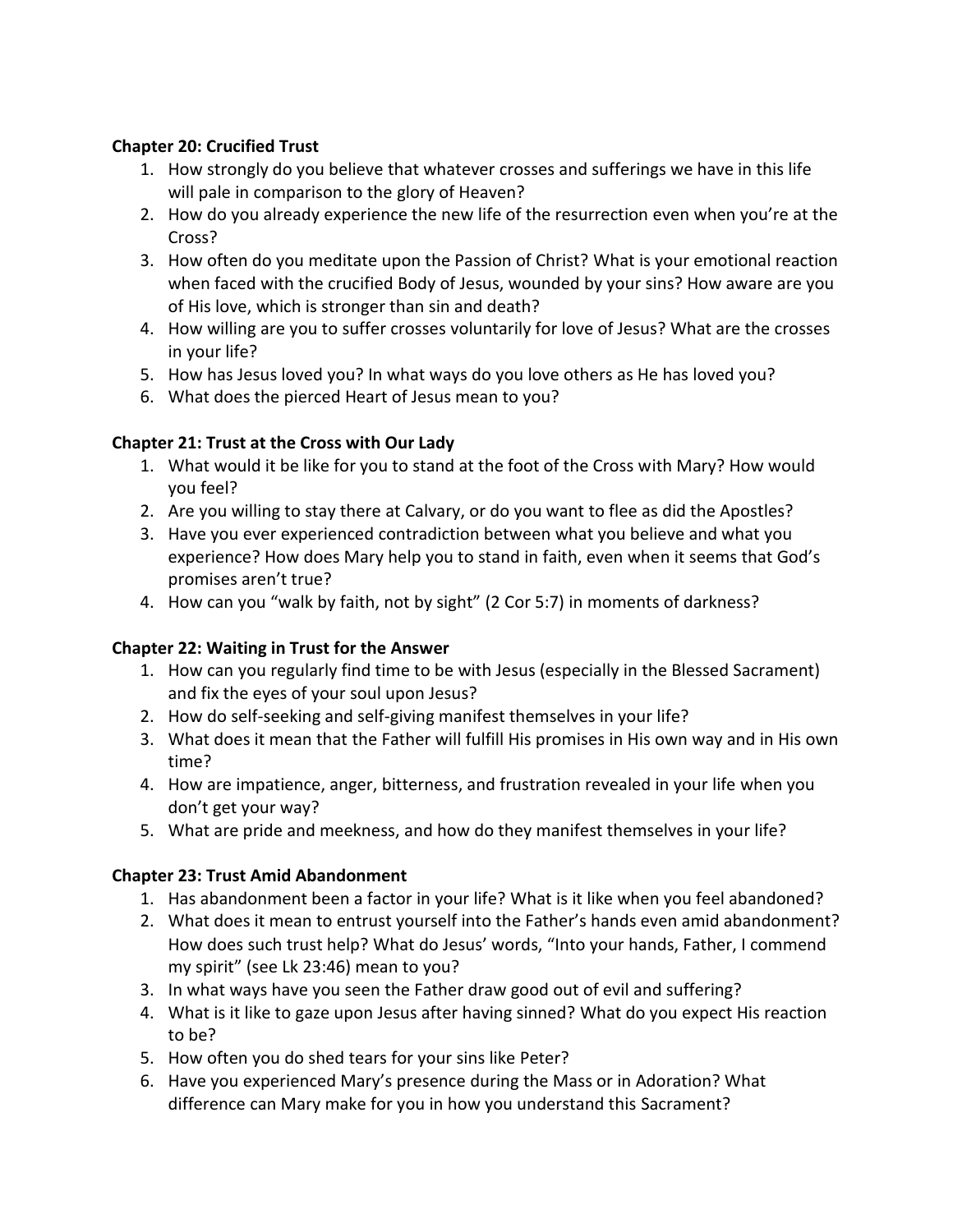**Chapter 20: Crucified Trust**

1. How strongly do you believe that whatever crosses and sufferings we have in this life will pale in comparison to the glory of Heaven?
2. How do you already experience the new life of the resurrection even when you're at the Cross?
3. How often do you meditate upon the Passion of Christ? What is your emotional reaction when faced with the crucified Body of Jesus, wounded by your sins? How aware are you of His love, which is stronger than sin and death?
4. How willing are you to suffer crosses voluntarily for love of Jesus? What are the crosses in your life?
5. How has Jesus loved you? In what ways do you love others as He has loved you?
6. What does the pierced Heart of Jesus mean to you?

**Chapter 21: Trust at the Cross with Our Lady**

1. What would it be like for you to stand at the foot of the Cross with Mary? How would you feel?
2. Are you willing to stay there at Calvary, or do you want to flee as did the Apostles?
3. Have you ever experienced contradiction between what you believe and what you experience? How does Mary help you to stand in faith, even when it seems that God's promises aren't true?
4. How can you "walk by faith, not by sight" (2 Cor 5:7) in moments of darkness?

**Chapter 22: Waiting in Trust for the Answer**

1. How can you regularly find time to be with Jesus (especially in the Blessed Sacrament) and fix the eyes of your soul upon Jesus?
2. How do self-seeking and self-giving manifest themselves in your life?
3. What does it mean that the Father will fulfill His promises in His own way and in His own time?
4. How are impatience, anger, bitterness, and frustration revealed in your life when you don't get your way?
5. What are pride and meekness, and how do they manifest themselves in your life?

**Chapter 23: Trust Amid Abandonment**

1. Has abandonment been a factor in your life? What is it like when you feel abandoned?
2. What does it mean to entrust yourself into the Father's hands even amid abandonment? How does such trust help? What do Jesus' words, "Into your hands, Father, I commend my spirit" (see Lk 23:46) mean to you?
3. In what ways have you seen the Father draw good out of evil and suffering?
4. What is it like to gaze upon Jesus after having sinned? What do you expect His reaction to be?
5. How often you do shed tears for your sins like Peter?
6. Have you experienced Mary's presence during the Mass or in Adoration? What difference can Mary make for you in how you understand this Sacrament?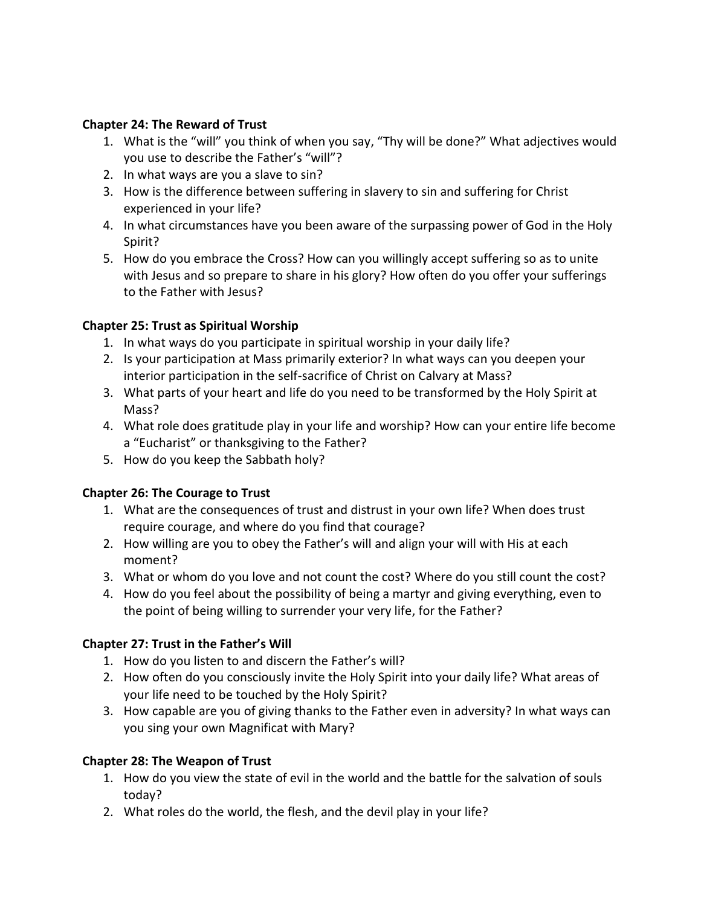**Chapter 24: The Reward of Trust**

1. What is the "will" you think of when you say, "Thy will be done?" What adjectives would you use to describe the Father's "will"?
2. In what ways are you a slave to sin?
3. How is the difference between suffering in slavery to sin and suffering for Christ experienced in your life?
4. In what circumstances have you been aware of the surpassing power of God in the Holy Spirit?
5. How do you embrace the Cross? How can you willingly accept suffering so as to unite with Jesus and so prepare to share in his glory? How often do you offer your sufferings to the Father with Jesus?

**Chapter 25: Trust as Spiritual Worship**

1. In what ways do you participate in spiritual worship in your daily life?
2. Is your participation at Mass primarily exterior? In what ways can you deepen your interior participation in the self-sacrifice of Christ on Calvary at Mass?
3. What parts of your heart and life do you need to be transformed by the Holy Spirit at Mass?
4. What role does gratitude play in your life and worship? How can your entire life become a "Eucharist" or thanksgiving to the Father?
5. How do you keep the Sabbath holy?

**Chapter 26: The Courage to Trust**

1. What are the consequences of trust and distrust in your own life? When does trust require courage, and where do you find that courage?
2. How willing are you to obey the Father's will and align your will with His at each moment?
3. What or whom do you love and not count the cost? Where do you still count the cost?
4. How do you feel about the possibility of being a martyr and giving everything, even to the point of being willing to surrender your very life, for the Father?

**Chapter 27: Trust in the Father's Will**

1. How do you listen to and discern the Father's will?
2. How often do you consciously invite the Holy Spirit into your daily life? What areas of your life need to be touched by the Holy Spirit?
3. How capable are you of giving thanks to the Father even in adversity? In what ways can you sing your own Magnificat with Mary?

**Chapter 28: The Weapon of Trust**

1. How do you view the state of evil in the world and the battle for the salvation of souls today?
2. What roles do the world, the flesh, and the devil play in your life?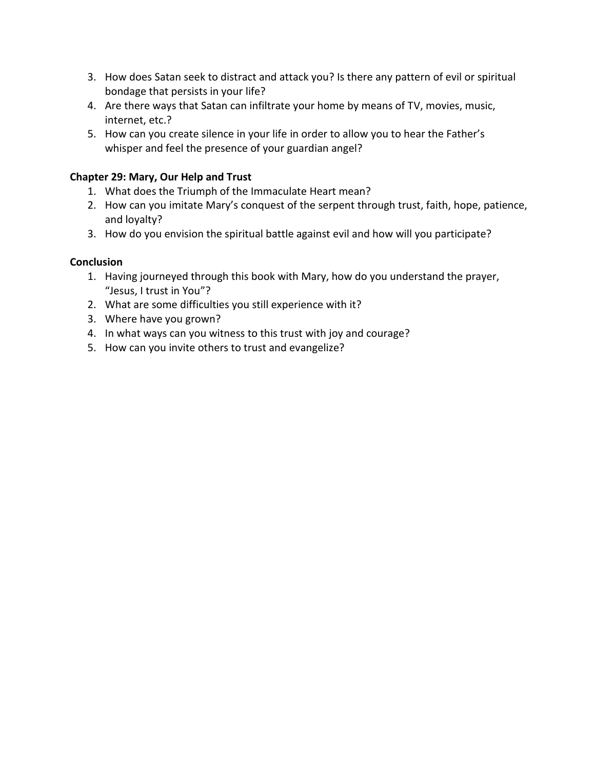3. How does Satan seek to distract and attack you? Is there any pattern of evil or spiritual bondage that persists in your life?
4. Are there ways that Satan can infiltrate your home by means of TV, movies, music, internet, etc.?
5. How can you create silence in your life in order to allow you to hear the Father's whisper and feel the presence of your guardian angel?

**Chapter 29: Mary, Our Help and Trust**

1. What does the Triumph of the Immaculate Heart mean?
2. How can you imitate Mary's conquest of the serpent through trust, faith, hope, patience, and loyalty?
3. How do you envision the spiritual battle against evil and how will you participate?

**Conclusion**

1. Having journeyed through this book with Mary, how do you understand the prayer, "Jesus, I trust in You"?
2. What are some difficulties you still experience with it?
3. Where have you grown?
4. In what ways can you witness to this trust with joy and courage?
5. How can you invite others to trust and evangelize?